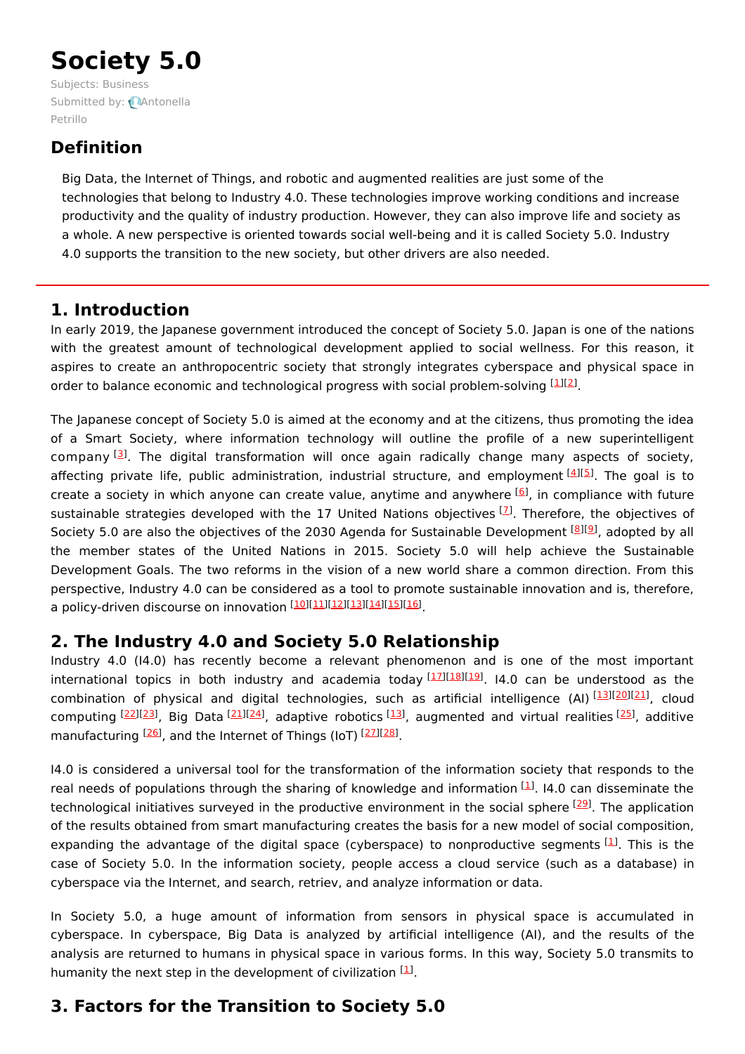# Society 5.0

Subjects: Business

Submitted by: Antonella Petrillo

## Definition

Big Data, the Internet of Things, and robotic and augmented realities are just some of the technologies that belong to Industry 4.0. These technologies improve working conditions and increase productivity and the quality of industry production. However, they can also improve life and society as a whole. A new perspective is oriented towards social well-being and it is called Society 5.0. Industry 4.0 supports the transition to the new society, but other drivers are also needed.

## 1. Introduction

In early 2019, the Japanese government introduced the concept of Society 5.0. Japan is one of the nations with the greatest amount of technological development applied to social wellness. For this reason, it aspires to create an anthropocentric society that strongly integrates cyberspace and physical space in order to balance economic and technological progress with social problem-solving [1][2].

The Japanese concept of Society 5.0 is aimed at the economy and at the citizens, thus promoting the idea of a Smart Society, where information technology will outline the profile of a new superintelligent company [3]. The digital transformation will once again radically change many aspects of society, affecting private life, public administration, industrial structure, and employment [4][5]. The goal is to create a society in which anyone can create value, anytime and anywhere [6], in compliance with future sustainable strategies developed with the 17 United Nations objectives [7]. Therefore, the objectives of Society 5.0 are also the objectives of the 2030 Agenda for Sustainable Development [8][9], adopted by all the member states of the United Nations in 2015. Society 5.0 will help achieve the Sustainable Development Goals. The two reforms in the vision of a new world share a common direction. From this perspective, Industry 4.0 can be considered as a tool to promote sustainable innovation and is, therefore, a policy-driven discourse on innovation [10][11][12][13][14][15][16].

## 2. The Industry 4.0 and Society 5.0 Relationship

Industry 4.0 (I4.0) has recently become a relevant phenomenon and is one of the most important international topics in both industry and academia today [17][18][19]. I4.0 can be understood as the combination of physical and digital technologies, such as artificial intelligence (AI) [13][20][21], cloud computing [22][23], Big Data [21][24], adaptive robotics [13], augmented and virtual realities [25], additive manufacturing [26], and the Internet of Things (IoT) [27][28].

I4.0 is considered a universal tool for the transformation of the information society that responds to the real needs of populations through the sharing of knowledge and information [1]. I4.0 can disseminate the technological initiatives surveyed in the productive environment in the social sphere [29]. The application of the results obtained from smart manufacturing creates the basis for a new model of social composition, expanding the advantage of the digital space (cyberspace) to nonproductive segments [1]. This is the case of Society 5.0. In the information society, people access a cloud service (such as a database) in cyberspace via the Internet, and search, retriev, and analyze information or data.

In Society 5.0, a huge amount of information from sensors in physical space is accumulated in cyberspace. In cyberspace, Big Data is analyzed by artificial intelligence (AI), and the results of the analysis are returned to humans in physical space in various forms. In this way, Society 5.0 transmits to humanity the next step in the development of civilization [1].

## 3. Factors for the Transition to Society 5.0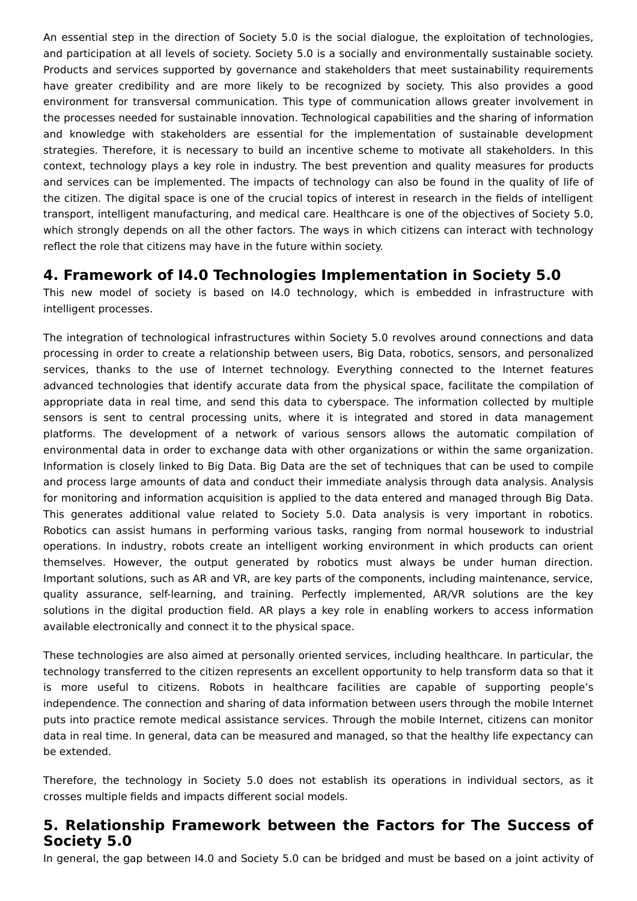An essential step in the direction of Society 5.0 is the social dialogue, the exploitation of technologies, and participation at all levels of society. Society 5.0 is a socially and environmentally sustainable society. Products and services supported by governance and stakeholders that meet sustainability requirements have greater credibility and are more likely to be recognized by society. This also provides a good environment for transversal communication. This type of communication allows greater involvement in the processes needed for sustainable innovation. Technological capabilities and the sharing of information and knowledge with stakeholders are essential for the implementation of sustainable development strategies. Therefore, it is necessary to build an incentive scheme to motivate all stakeholders. In this context, technology plays a key role in industry. The best prevention and quality measures for products and services can be implemented. The impacts of technology can also be found in the quality of life of the citizen. The digital space is one of the crucial topics of interest in research in the fields of intelligent transport, intelligent manufacturing, and medical care. Healthcare is one of the objectives of Society 5.0, which strongly depends on all the other factors. The ways in which citizens can interact with technology reflect the role that citizens may have in the future within society.

## 4. Framework of I4.0 Technologies Implementation in Society 5.0

This new model of society is based on I4.0 technology, which is embedded in infrastructure with intelligent processes.

The integration of technological infrastructures within Society 5.0 revolves around connections and data processing in order to create a relationship between users, Big Data, robotics, sensors, and personalized services, thanks to the use of Internet technology. Everything connected to the Internet features advanced technologies that identify accurate data from the physical space, facilitate the compilation of appropriate data in real time, and send this data to cyberspace. The information collected by multiple sensors is sent to central processing units, where it is integrated and stored in data management platforms. The development of a network of various sensors allows the automatic compilation of environmental data in order to exchange data with other organizations or within the same organization. Information is closely linked to Big Data. Big Data are the set of techniques that can be used to compile and process large amounts of data and conduct their immediate analysis through data analysis. Analysis for monitoring and information acquisition is applied to the data entered and managed through Big Data. This generates additional value related to Society 5.0. Data analysis is very important in robotics. Robotics can assist humans in performing various tasks, ranging from normal housework to industrial operations. In industry, robots create an intelligent working environment in which products can orient themselves. However, the output generated by robotics must always be under human direction. Important solutions, such as AR and VR, are key parts of the components, including maintenance, service, quality assurance, self-learning, and training. Perfectly implemented, AR/VR solutions are the key solutions in the digital production field. AR plays a key role in enabling workers to access information available electronically and connect it to the physical space.

These technologies are also aimed at personally oriented services, including healthcare. In particular, the technology transferred to the citizen represents an excellent opportunity to help transform data so that it is more useful to citizens. Robots in healthcare facilities are capable of supporting people's independence. The connection and sharing of data information between users through the mobile Internet puts into practice remote medical assistance services. Through the mobile Internet, citizens can monitor data in real time. In general, data can be measured and managed, so that the healthy life expectancy can be extended.

Therefore, the technology in Society 5.0 does not establish its operations in individual sectors, as it crosses multiple fields and impacts different social models.

## 5. Relationship Framework between the Factors for The Success of Society 5.0

In general, the gap between I4.0 and Society 5.0 can be bridged and must be based on a joint activity of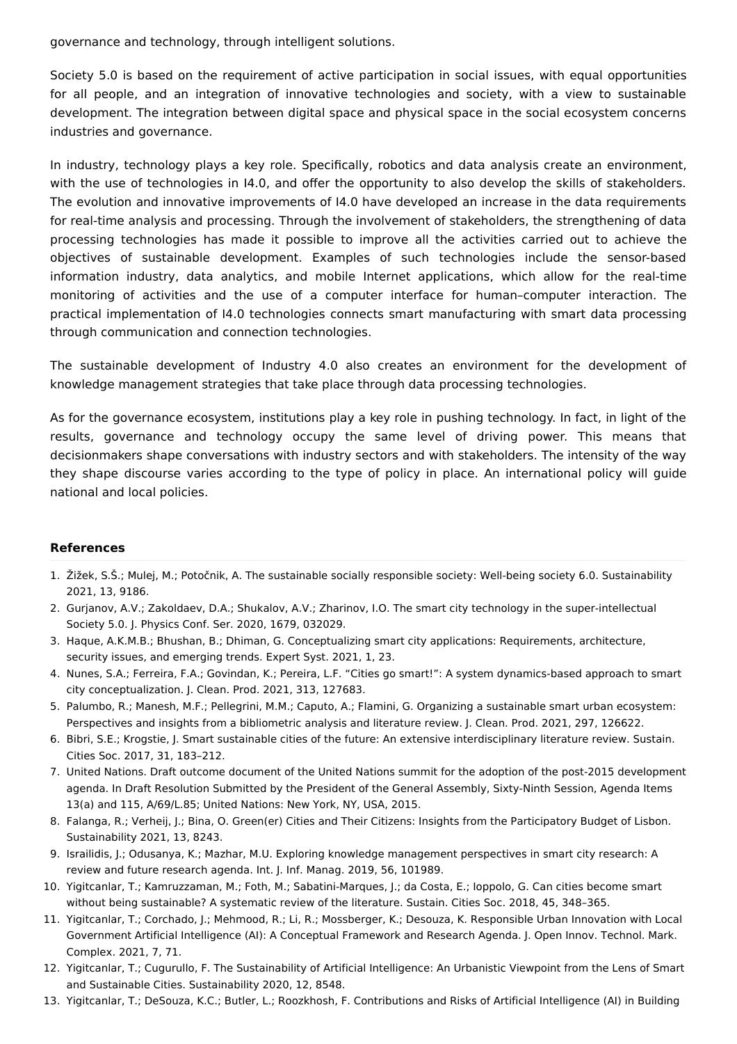governance and technology, through intelligent solutions.

Society 5.0 is based on the requirement of active participation in social issues, with equal opportunities for all people, and an integration of innovative technologies and society, with a view to sustainable development. The integration between digital space and physical space in the social ecosystem concerns industries and governance.

In industry, technology plays a key role. Specifically, robotics and data analysis create an environment, with the use of technologies in I4.0, and offer the opportunity to also develop the skills of stakeholders. The evolution and innovative improvements of I4.0 have developed an increase in the data requirements for real-time analysis and processing. Through the involvement of stakeholders, the strengthening of data processing technologies has made it possible to improve all the activities carried out to achieve the objectives of sustainable development. Examples of such technologies include the sensor-based information industry, data analytics, and mobile Internet applications, which allow for the real-time monitoring of activities and the use of a computer interface for human–computer interaction. The practical implementation of I4.0 technologies connects smart manufacturing with smart data processing through communication and connection technologies.

The sustainable development of Industry 4.0 also creates an environment for the development of knowledge management strategies that take place through data processing technologies.

As for the governance ecosystem, institutions play a key role in pushing technology. In fact, in light of the results, governance and technology occupy the same level of driving power. This means that decisionmakers shape conversations with industry sectors and with stakeholders. The intensity of the way they shape discourse varies according to the type of policy in place. An international policy will guide national and local policies.

**References**

1. Žižek, S.Š.; Mulej, M.; Potočnik, A. The sustainable socially responsible society: Well-being society 6.0. Sustainability 2021, 13, 9186.
2. Gurjanov, A.V.; Zakoldaev, D.A.; Shukalov, A.V.; Zharinov, I.O. The smart city technology in the super-intellectual Society 5.0. J. Physics Conf. Ser. 2020, 1679, 032029.
3. Haque, A.K.M.B.; Bhushan, B.; Dhiman, G. Conceptualizing smart city applications: Requirements, architecture, security issues, and emerging trends. Expert Syst. 2021, 1, 23.
4. Nunes, S.A.; Ferreira, F.A.; Govindan, K.; Pereira, L.F. "Cities go smart!": A system dynamics-based approach to smart city conceptualization. J. Clean. Prod. 2021, 313, 127683.
5. Palumbo, R.; Manesh, M.F.; Pellegrini, M.M.; Caputo, A.; Flamini, G. Organizing a sustainable smart urban ecosystem: Perspectives and insights from a bibliometric analysis and literature review. J. Clean. Prod. 2021, 297, 126622.
6. Bibri, S.E.; Krogstie, J. Smart sustainable cities of the future: An extensive interdisciplinary literature review. Sustain. Cities Soc. 2017, 31, 183–212.
7. United Nations. Draft outcome document of the United Nations summit for the adoption of the post-2015 development agenda. In Draft Resolution Submitted by the President of the General Assembly, Sixty-Ninth Session, Agenda Items 13(a) and 115, A/69/L.85; United Nations: New York, NY, USA, 2015.
8. Falanga, R.; Verheij, J.; Bina, O. Green(er) Cities and Their Citizens: Insights from the Participatory Budget of Lisbon. Sustainability 2021, 13, 8243.
9. Israilidis, J.; Odusanya, K.; Mazhar, M.U. Exploring knowledge management perspectives in smart city research: A review and future research agenda. Int. J. Inf. Manag. 2019, 56, 101989.
10. Yigitcanlar, T.; Kamruzzaman, M.; Foth, M.; Sabatini-Marques, J.; da Costa, E.; Ioppolo, G. Can cities become smart without being sustainable? A systematic review of the literature. Sustain. Cities Soc. 2018, 45, 348–365.
11. Yigitcanlar, T.; Corchado, J.; Mehmood, R.; Li, R.; Mossberger, K.; Desouza, K. Responsible Urban Innovation with Local Government Artificial Intelligence (AI): A Conceptual Framework and Research Agenda. J. Open Innov. Technol. Mark. Complex. 2021, 7, 71.
12. Yigitcanlar, T.; Cugurullo, F. The Sustainability of Artificial Intelligence: An Urbanistic Viewpoint from the Lens of Smart and Sustainable Cities. Sustainability 2020, 12, 8548.
13. Yigitcanlar, T.; DeSouza, K.C.; Butler, L.; Roozkhosh, F. Contributions and Risks of Artificial Intelligence (AI) in Building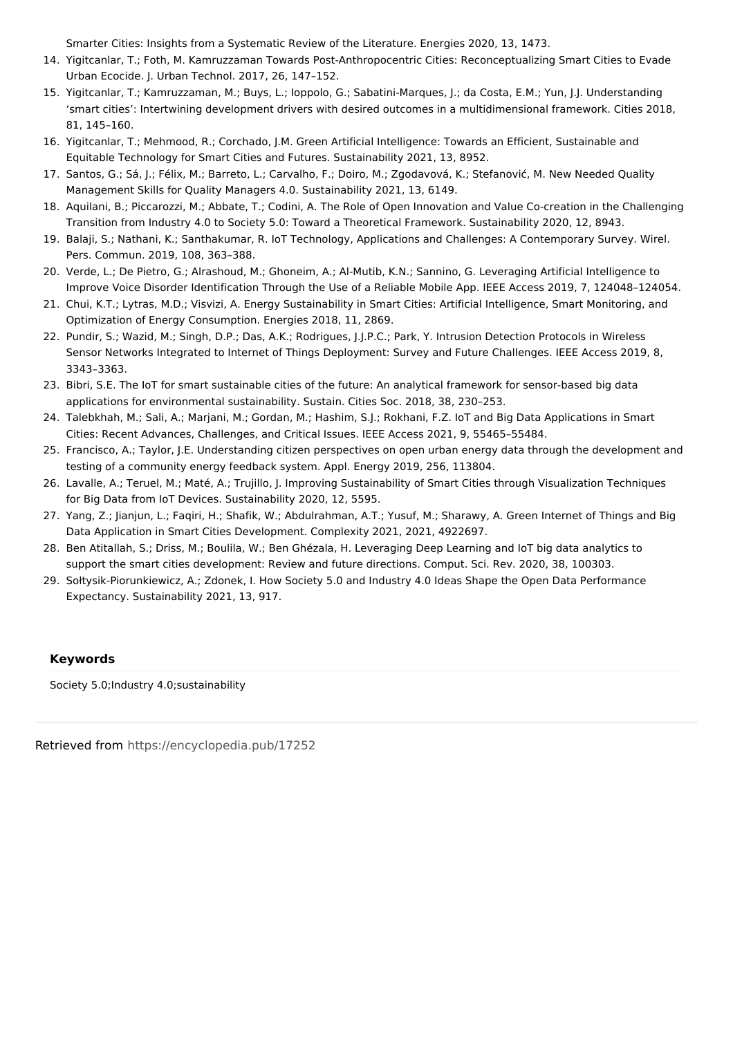Smarter Cities: Insights from a Systematic Review of the Literature. Energies 2020, 13, 1473.

14. Yigitcanlar, T.; Foth, M. Kamruzzaman Towards Post-Anthropocentric Cities: Reconceptualizing Smart Cities to Evade Urban Ecocide. J. Urban Technol. 2017, 26, 147–152.
15. Yigitcanlar, T.; Kamruzzaman, M.; Buys, L.; Ioppolo, G.; Sabatini-Marques, J.; da Costa, E.M.; Yun, J.J. Understanding 'smart cities': Intertwining development drivers with desired outcomes in a multidimensional framework. Cities 2018, 81, 145–160.
16. Yigitcanlar, T.; Mehmood, R.; Corchado, J.M. Green Artificial Intelligence: Towards an Efficient, Sustainable and Equitable Technology for Smart Cities and Futures. Sustainability 2021, 13, 8952.
17. Santos, G.; Sá, J.; Félix, M.; Barreto, L.; Carvalho, F.; Doiro, M.; Zgodavová, K.; Stefanović, M. New Needed Quality Management Skills for Quality Managers 4.0. Sustainability 2021, 13, 6149.
18. Aquilani, B.; Piccarozzi, M.; Abbate, T.; Codini, A. The Role of Open Innovation and Value Co-creation in the Challenging Transition from Industry 4.0 to Society 5.0: Toward a Theoretical Framework. Sustainability 2020, 12, 8943.
19. Balaji, S.; Nathani, K.; Santhakumar, R. IoT Technology, Applications and Challenges: A Contemporary Survey. Wirel. Pers. Commun. 2019, 108, 363–388.
20. Verde, L.; De Pietro, G.; Alrashoud, M.; Ghoneim, A.; Al-Mutib, K.N.; Sannino, G. Leveraging Artificial Intelligence to Improve Voice Disorder Identification Through the Use of a Reliable Mobile App. IEEE Access 2019, 7, 124048–124054.
21. Chui, K.T.; Lytras, M.D.; Visvizi, A. Energy Sustainability in Smart Cities: Artificial Intelligence, Smart Monitoring, and Optimization of Energy Consumption. Energies 2018, 11, 2869.
22. Pundir, S.; Wazid, M.; Singh, D.P.; Das, A.K.; Rodrigues, J.J.P.C.; Park, Y. Intrusion Detection Protocols in Wireless Sensor Networks Integrated to Internet of Things Deployment: Survey and Future Challenges. IEEE Access 2019, 8, 3343–3363.
23. Bibri, S.E. The IoT for smart sustainable cities of the future: An analytical framework for sensor-based big data applications for environmental sustainability. Sustain. Cities Soc. 2018, 38, 230–253.
24. Talebkhah, M.; Sali, A.; Marjani, M.; Gordan, M.; Hashim, S.J.; Rokhani, F.Z. IoT and Big Data Applications in Smart Cities: Recent Advances, Challenges, and Critical Issues. IEEE Access 2021, 9, 55465–55484.
25. Francisco, A.; Taylor, J.E. Understanding citizen perspectives on open urban energy data through the development and testing of a community energy feedback system. Appl. Energy 2019, 256, 113804.
26. Lavalle, A.; Teruel, M.; Maté, A.; Trujillo, J. Improving Sustainability of Smart Cities through Visualization Techniques for Big Data from IoT Devices. Sustainability 2020, 12, 5595.
27. Yang, Z.; Jianjun, L.; Faqiri, H.; Shafik, W.; Abdulrahman, A.T.; Yusuf, M.; Sharawy, A. Green Internet of Things and Big Data Application in Smart Cities Development. Complexity 2021, 2021, 4922697.
28. Ben Atitallah, S.; Driss, M.; Boulila, W.; Ben Ghézala, H. Leveraging Deep Learning and IoT big data analytics to support the smart cities development: Review and future directions. Comput. Sci. Rev. 2020, 38, 100303.
29. Sołtysik-Piorunkiewicz, A.; Zdonek, I. How Society 5.0 and Industry 4.0 Ideas Shape the Open Data Performance Expectancy. Sustainability 2021, 13, 917.

### Keywords

Society 5.0;Industry 4.0;sustainability

Retrieved from https://encyclopedia.pub/17252